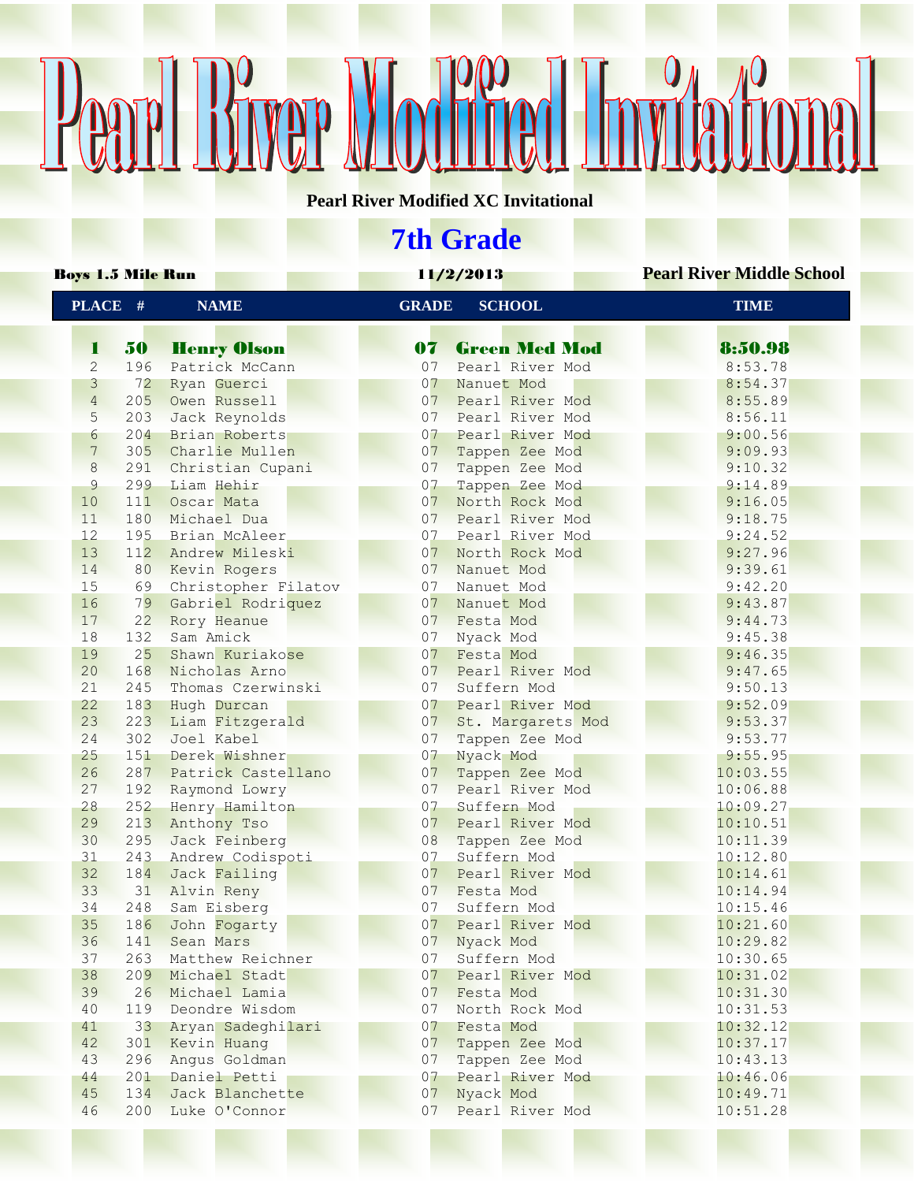# Pearl River Modified Invitational

**Pearl River Modified XC Invitational**

## 7th Grade

**Boys 1.5 Mile Run** | **11/2/2013** | **Pearl River Middle School**

| PLACE | # | NAME | GRADE | SCHOOL | TIME |
|---|---|---|---|---|---|
| **1** | **50** | **Henry Olson** | **07** | **Green Med Mod** | **8:50.98** |
| 2 | 196 | Patrick McCann | 07 | Pearl River Mod | 8:53.78 |
| 3 | 72 | Ryan Guerci | 07 | Nanuet Mod | 8:54.37 |
| 4 | 205 | Owen Russell | 07 | Pearl River Mod | 8:55.89 |
| 5 | 203 | Jack Reynolds | 07 | Pearl River Mod | 8:56.11 |
| 6 | 204 | Brian Roberts | 07 | Pearl River Mod | 9:00.56 |
| 7 | 305 | Charlie Mullen | 07 | Tappen Zee Mod | 9:09.93 |
| 8 | 291 | Christian Cupani | 07 | Tappen Zee Mod | 9:10.32 |
| 9 | 299 | Liam Hehir | 07 | Tappen Zee Mod | 9:14.89 |
| 10 | 111 | Oscar Mata | 07 | North Rock Mod | 9:16.05 |
| 11 | 180 | Michael Dua | 07 | Pearl River Mod | 9:18.75 |
| 12 | 195 | Brian McAleer | 07 | Pearl River Mod | 9:24.52 |
| 13 | 112 | Andrew Mileski | 07 | North Rock Mod | 9:27.96 |
| 14 | 80 | Kevin Rogers | 07 | Nanuet Mod | 9:39.61 |
| 15 | 69 | Christopher Filatov | 07 | Nanuet Mod | 9:42.20 |
| 16 | 79 | Gabriel Rodriquez | 07 | Nanuet Mod | 9:43.87 |
| 17 | 22 | Rory Heanue | 07 | Festa Mod | 9:44.73 |
| 18 | 132 | Sam Amick | 07 | Nyack Mod | 9:45.38 |
| 19 | 25 | Shawn Kuriakose | 07 | Festa Mod | 9:46.35 |
| 20 | 168 | Nicholas Arno | 07 | Pearl River Mod | 9:47.65 |
| 21 | 245 | Thomas Czerwinski | 07 | Suffern Mod | 9:50.13 |
| 22 | 183 | Hugh Durcan | 07 | Pearl River Mod | 9:52.09 |
| 23 | 223 | Liam Fitzgerald | 07 | St. Margarets Mod | 9:53.37 |
| 24 | 302 | Joel Kabel | 07 | Tappen Zee Mod | 9:53.77 |
| 25 | 151 | Derek Wishner | 07 | Nyack Mod | 9:55.95 |
| 26 | 287 | Patrick Castellano | 07 | Tappen Zee Mod | 10:03.55 |
| 27 | 192 | Raymond Lowry | 07 | Pearl River Mod | 10:06.88 |
| 28 | 252 | Henry Hamilton | 07 | Suffern Mod | 10:09.27 |
| 29 | 213 | Anthony Tso | 07 | Pearl River Mod | 10:10.51 |
| 30 | 295 | Jack Feinberg | 08 | Tappen Zee Mod | 10:11.39 |
| 31 | 243 | Andrew Codispoti | 07 | Suffern Mod | 10:12.80 |
| 32 | 184 | Jack Failing | 07 | Pearl River Mod | 10:14.61 |
| 33 | 31 | Alvin Reny | 07 | Festa Mod | 10:14.94 |
| 34 | 248 | Sam Eisberg | 07 | Suffern Mod | 10:15.46 |
| 35 | 186 | John Fogarty | 07 | Pearl River Mod | 10:21.60 |
| 36 | 141 | Sean Mars | 07 | Nyack Mod | 10:29.82 |
| 37 | 263 | Matthew Reichner | 07 | Suffern Mod | 10:30.65 |
| 38 | 209 | Michael Stadt | 07 | Pearl River Mod | 10:31.02 |
| 39 | 26 | Michael Lamia | 07 | Festa Mod | 10:31.30 |
| 40 | 119 | Deondre Wisdom | 07 | North Rock Mod | 10:31.53 |
| 41 | 33 | Aryan Sadeghilari | 07 | Festa Mod | 10:32.12 |
| 42 | 301 | Kevin Huang | 07 | Tappen Zee Mod | 10:37.17 |
| 43 | 296 | Angus Goldman | 07 | Tappen Zee Mod | 10:43.13 |
| 44 | 201 | Daniel Petti | 07 | Pearl River Mod | 10:46.06 |
| 45 | 134 | Jack Blanchette | 07 | Nyack Mod | 10:49.71 |
| 46 | 200 | Luke O'Connor | 07 | Pearl River Mod | 10:51.28 |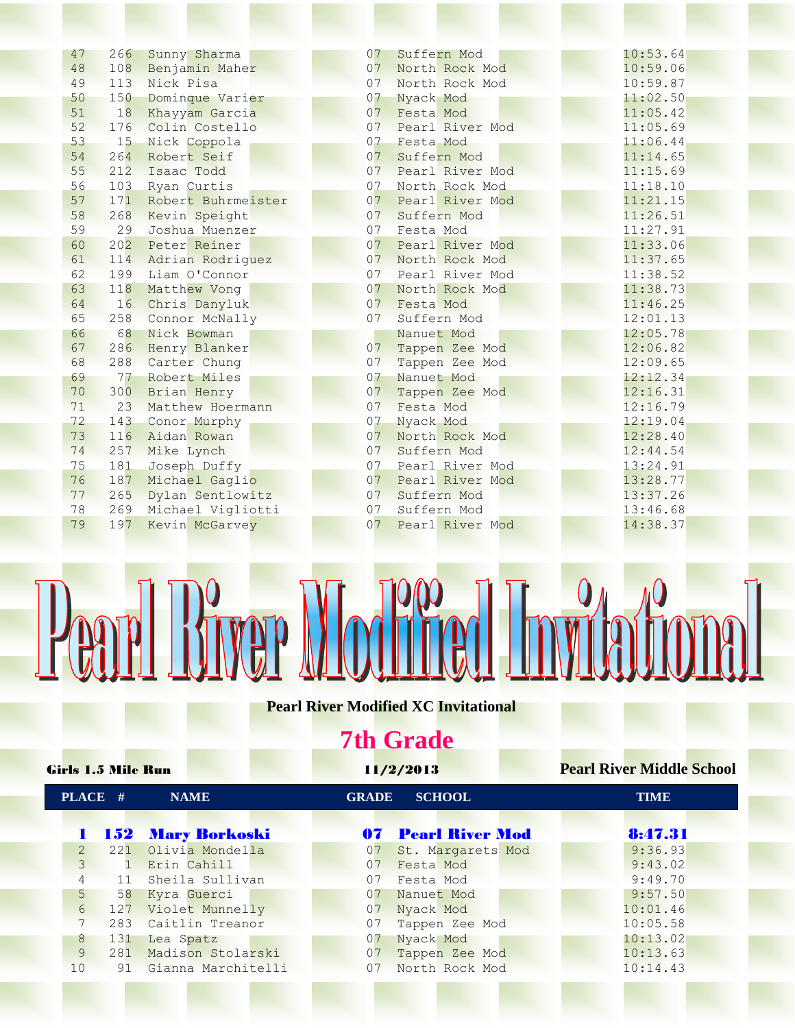| | | | | | |
|---|---|---|---|---|---|
| 47 | 266 | Sunny Sharma | 07 | Suffern Mod | 10:53.64 |
| 48 | 108 | Benjamin Maher | 07 | North Rock Mod | 10:59.06 |
| 49 | 113 | Nick Pisa | 07 | North Rock Mod | 10:59.87 |
| 50 | 150 | Dominque Varier | 07 | Nyack Mod | 11:02.50 |
| 51 | 18 | Khayyam Garcia | 07 | Festa Mod | 11:05.42 |
| 52 | 176 | Colin Costello | 07 | Pearl River Mod | 11:05.69 |
| 53 | 15 | Nick Coppola | 07 | Festa Mod | 11:06.44 |
| 54 | 264 | Robert Seif | 07 | Suffern Mod | 11:14.65 |
| 55 | 212 | Isaac Todd | 07 | Pearl River Mod | 11:15.69 |
| 56 | 103 | Ryan Curtis | 07 | North Rock Mod | 11:18.10 |
| 57 | 171 | Robert Buhrmeister | 07 | Pearl River Mod | 11:21.15 |
| 58 | 268 | Kevin Speight | 07 | Suffern Mod | 11:26.51 |
| 59 | 29 | Joshua Muenzer | 07 | Festa Mod | 11:27.91 |
| 60 | 202 | Peter Reiner | 07 | Pearl River Mod | 11:33.06 |
| 61 | 114 | Adrian Rodriguez | 07 | North Rock Mod | 11:37.65 |
| 62 | 199 | Liam O'Connor | 07 | Pearl River Mod | 11:38.52 |
| 63 | 118 | Matthew Vong | 07 | North Rock Mod | 11:38.73 |
| 64 | 16 | Chris Danyluk | 07 | Festa Mod | 11:46.25 |
| 65 | 258 | Connor McNally | 07 | Suffern Mod | 12:01.13 |
| 66 | 68 | Nick Bowman | | Nanuet Mod | 12:05.78 |
| 67 | 286 | Henry Blanker | 07 | Tappen Zee Mod | 12:06.82 |
| 68 | 288 | Carter Chung | 07 | Tappen Zee Mod | 12:09.65 |
| 69 | 77 | Robert Miles | 07 | Nanuet Mod | 12:12.34 |
| 70 | 300 | Brian Henry | 07 | Tappen Zee Mod | 12:16.31 |
| 71 | 23 | Matthew Hoermann | 07 | Festa Mod | 12:16.79 |
| 72 | 143 | Conor Murphy | 07 | Nyack Mod | 12:19.04 |
| 73 | 116 | Aidan Rowan | 07 | North Rock Mod | 12:28.40 |
| 74 | 257 | Mike Lynch | 07 | Suffern Mod | 12:44.54 |
| 75 | 181 | Joseph Duffy | 07 | Pearl River Mod | 13:24.91 |
| 76 | 187 | Michael Gaglio | 07 | Pearl River Mod | 13:28.77 |
| 77 | 265 | Dylan Sentlowitz | 07 | Suffern Mod | 13:37.26 |
| 78 | 269 | Michael Vigliotti | 07 | Suffern Mod | 13:46.68 |
| 79 | 197 | Kevin McGarvey | 07 | Pearl River Mod | 14:38.37 |

# Pearl River Modified Invitational

**Pearl River Modified XC Invitational**

## 7th Grade

**Girls 1.5 Mile Run** | **11/2/2013** | **Pearl River Middle School**

| PLACE | # | NAME | GRADE | SCHOOL | TIME |
|---|---|---|---|---|---|
| **1** | **152** | **Mary Borkoski** | **07** | **Pearl River Mod** | **8:47.31** |
| 2 | 221 | Olivia Mondella | 07 | St. Margarets Mod | 9:36.93 |
| 3 | 1 | Erin Cahill | 07 | Festa Mod | 9:43.02 |
| 4 | 11 | Sheila Sullivan | 07 | Festa Mod | 9:49.70 |
| 5 | 58 | Kyra Guerci | 07 | Nanuet Mod | 9:57.50 |
| 6 | 127 | Violet Munnelly | 07 | Nyack Mod | 10:01.46 |
| 7 | 283 | Caitlin Treanor | 07 | Tappen Zee Mod | 10:05.58 |
| 8 | 131 | Lea Spatz | 07 | Nyack Mod | 10:13.02 |
| 9 | 281 | Madison Stolarski | 07 | Tappen Zee Mod | 10:13.63 |
| 10 | 91 | Gianna Marchitelli | 07 | North Rock Mod | 10:14.43 |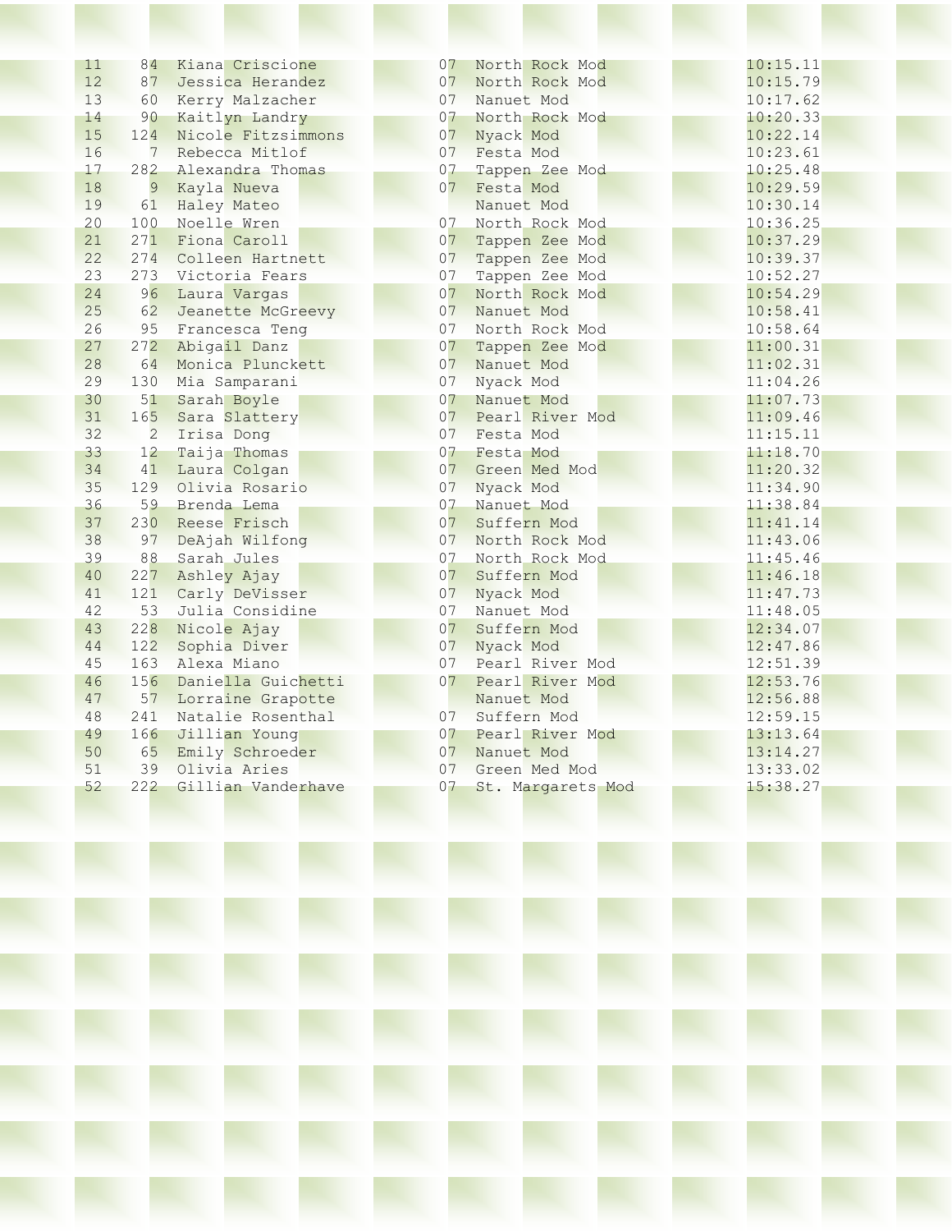| | | | | | |
|---|---|---|---|---|---|
| 11 | 84 | Kiana Criscione | 07 | North Rock Mod | 10:15.11 |
| 12 | 87 | Jessica Herandez | 07 | North Rock Mod | 10:15.79 |
| 13 | 60 | Kerry Malzacher | 07 | Nanuet Mod | 10:17.62 |
| 14 | 90 | Kaitlyn Landry | 07 | North Rock Mod | 10:20.33 |
| 15 | 124 | Nicole Fitzsimmons | 07 | Nyack Mod | 10:22.14 |
| 16 | 7 | Rebecca Mitlof | 07 | Festa Mod | 10:23.61 |
| 17 | 282 | Alexandra Thomas | 07 | Tappen Zee Mod | 10:25.48 |
| 18 | 9 | Kayla Nueva | 07 | Festa Mod | 10:29.59 |
| 19 | 61 | Haley Mateo | | Nanuet Mod | 10:30.14 |
| 20 | 100 | Noelle Wren | 07 | North Rock Mod | 10:36.25 |
| 21 | 271 | Fiona Caroll | 07 | Tappen Zee Mod | 10:37.29 |
| 22 | 274 | Colleen Hartnett | 07 | Tappen Zee Mod | 10:39.37 |
| 23 | 273 | Victoria Fears | 07 | Tappen Zee Mod | 10:52.27 |
| 24 | 96 | Laura Vargas | 07 | North Rock Mod | 10:54.29 |
| 25 | 62 | Jeanette McGreevy | 07 | Nanuet Mod | 10:58.41 |
| 26 | 95 | Francesca Teng | 07 | North Rock Mod | 10:58.64 |
| 27 | 272 | Abigail Danz | 07 | Tappen Zee Mod | 11:00.31 |
| 28 | 64 | Monica Plunckett | 07 | Nanuet Mod | 11:02.31 |
| 29 | 130 | Mia Samparani | 07 | Nyack Mod | 11:04.26 |
| 30 | 51 | Sarah Boyle | 07 | Nanuet Mod | 11:07.73 |
| 31 | 165 | Sara Slattery | 07 | Pearl River Mod | 11:09.46 |
| 32 | 2 | Irisa Dong | 07 | Festa Mod | 11:15.11 |
| 33 | 12 | Taija Thomas | 07 | Festa Mod | 11:18.70 |
| 34 | 41 | Laura Colgan | 07 | Green Med Mod | 11:20.32 |
| 35 | 129 | Olivia Rosario | 07 | Nyack Mod | 11:34.90 |
| 36 | 59 | Brenda Lema | 07 | Nanuet Mod | 11:38.84 |
| 37 | 230 | Reese Frisch | 07 | Suffern Mod | 11:41.14 |
| 38 | 97 | DeAjah Wilfong | 07 | North Rock Mod | 11:43.06 |
| 39 | 88 | Sarah Jules | 07 | North Rock Mod | 11:45.46 |
| 40 | 227 | Ashley Ajay | 07 | Suffern Mod | 11:46.18 |
| 41 | 121 | Carly DeVisser | 07 | Nyack Mod | 11:47.73 |
| 42 | 53 | Julia Considine | 07 | Nanuet Mod | 11:48.05 |
| 43 | 228 | Nicole Ajay | 07 | Suffern Mod | 12:34.07 |
| 44 | 122 | Sophia Diver | 07 | Nyack Mod | 12:47.86 |
| 45 | 163 | Alexa Miano | 07 | Pearl River Mod | 12:51.39 |
| 46 | 156 | Daniella Guichetti | 07 | Pearl River Mod | 12:53.76 |
| 47 | 57 | Lorraine Grapotte | | Nanuet Mod | 12:56.88 |
| 48 | 241 | Natalie Rosenthal | 07 | Suffern Mod | 12:59.15 |
| 49 | 166 | Jillian Young | 07 | Pearl River Mod | 13:13.64 |
| 50 | 65 | Emily Schroeder | 07 | Nanuet Mod | 13:14.27 |
| 51 | 39 | Olivia Aries | 07 | Green Med Mod | 13:33.02 |
| 52 | 222 | Gillian Vanderhave | 07 | St. Margarets Mod | 15:38.27 |